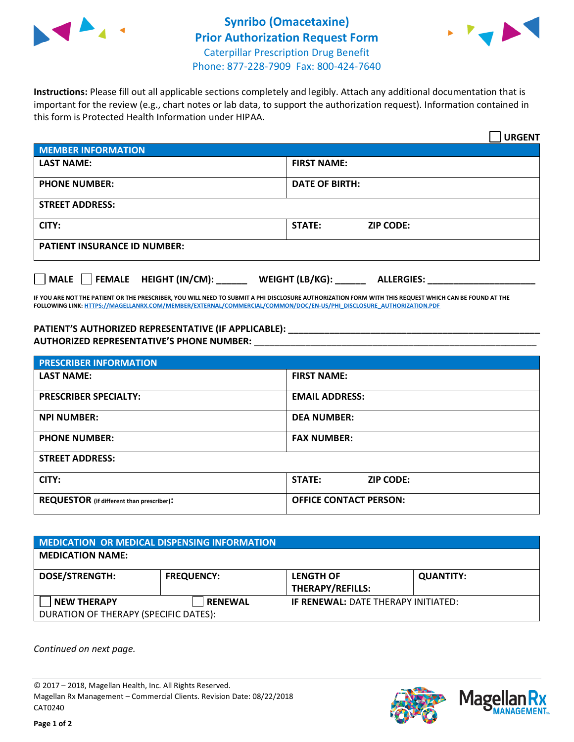# Synribo (Omacetaxine) Prior Authorization Request Form

Caterpillar Prescription Drug Benefit
Phone: 877-228-7909 Fax: 800-424-7640

**Instructions:** Please fill out all applicable sections completely and legibly. Attach any additional documentation that is important for the review (e.g., chart notes or lab data, to support the authorization request). Information contained in this form is Protected Health Information under HIPAA.

☐ **URGENT**

| **MEMBER INFORMATION** | |
|---|---|
| **LAST NAME:** | **FIRST NAME:** |
| **PHONE NUMBER:** | **DATE OF BIRTH:** |
| **STREET ADDRESS:** | |
| **CITY:** | **STATE:** **ZIP CODE:** |
| **PATIENT INSURANCE ID NUMBER:** | |

☐ **MALE** ☐ **FEMALE** **HEIGHT (IN/CM):** ______ **WEIGHT (LB/KG):** ______ **ALLERGIES:** ____________________

**IF YOU ARE NOT THE PATIENT OR THE PRESCRIBER, YOU WILL NEED TO SUBMIT A PHI DISCLOSURE AUTHORIZATION FORM WITH THIS REQUEST WHICH CAN BE FOUND AT THE FOLLOWING LINK: HTTPS://MAGELLANRX.COM/MEMBER/EXTERNAL/COMMERCIAL/COMMON/DOC/EN-US/PHI_DISCLOSURE_AUTHORIZATION.PDF**

**PATIENT'S AUTHORIZED REPRESENTATIVE (IF APPLICABLE):** ____________________________________________

**AUTHORIZED REPRESENTATIVE'S PHONE NUMBER:** ____________________________________________

| **PRESCRIBER INFORMATION** | |
|---|---|
| **LAST NAME:** | **FIRST NAME:** |
| **PRESCRIBER SPECIALTY:** | **EMAIL ADDRESS:** |
| **NPI NUMBER:** | **DEA NUMBER:** |
| **PHONE NUMBER:** | **FAX NUMBER:** |
| **STREET ADDRESS:** | |
| **CITY:** | **STATE:** **ZIP CODE:** |
| **REQUESTOR** (if different than prescriber)**:** | **OFFICE CONTACT PERSON:** |

| **MEDICATION OR MEDICAL DISPENSING INFORMATION** | | | |
|---|---|---|---|
| **MEDICATION NAME:** | | | |
| **DOSE/STRENGTH:** | **FREQUENCY:** | **LENGTH OF THERAPY/REFILLS:** | **QUANTITY:** |
| ☐ **NEW THERAPY** | ☐ **RENEWAL** | **IF RENEWAL:** DATE THERAPY INITIATED: | |
| DURATION OF THERAPY (SPECIFIC DATES): | | | |

*Continued on next page.*

© 2017 – 2018, Magellan Health, Inc. All Rights Reserved.
Magellan Rx Management – Commercial Clients. Revision Date: 08/22/2018
CAT0240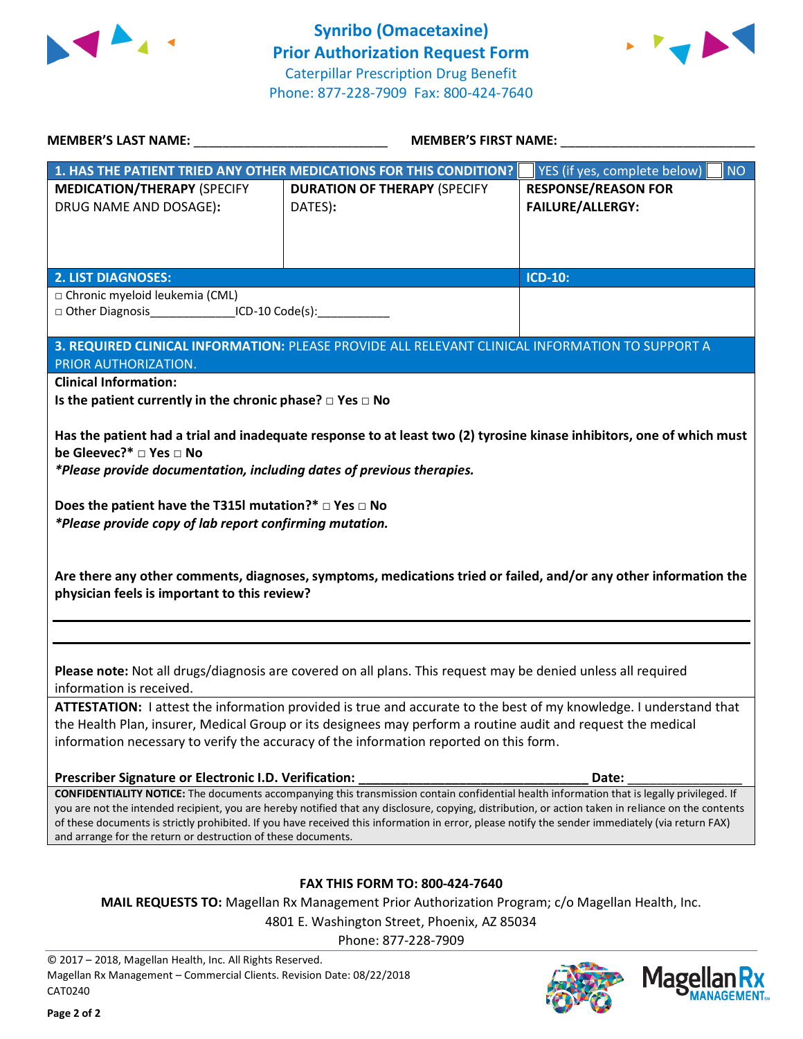# Synribo (Omacetaxine)
## Prior Authorization Request Form

Caterpillar Prescription Drug Benefit
Phone: 877-228-7909 Fax: 800-424-7640

**MEMBER'S LAST NAME:** ___________________________ **MEMBER'S FIRST NAME:** ___________________________

**1. HAS THE PATIENT TRIED ANY OTHER MEDICATIONS FOR THIS CONDITION?** ☐ YES (if yes, complete below) ☐ NO

| **MEDICATION/THERAPY** (SPECIFY DRUG NAME AND DOSAGE): | **DURATION OF THERAPY** (SPECIFY DATES): | **RESPONSE/REASON FOR FAILURE/ALLERGY:** |
|---|---|---|
| | | |

| **2. LIST DIAGNOSES:** | **ICD-10:** |
|---|---|
| □ Chronic myeloid leukemia (CML)<br>□ Other Diagnosis_____________ICD-10 Code(s):___________ | |

**3. REQUIRED CLINICAL INFORMATION:** PLEASE PROVIDE ALL RELEVANT CLINICAL INFORMATION TO SUPPORT A PRIOR AUTHORIZATION.

**Clinical Information:**

**Is the patient currently in the chronic phase? □ Yes □ No**

**Has the patient had a trial and inadequate response to at least two (2) tyrosine kinase inhibitors, one of which must be Gleevec?* □ Yes □ No**
***Please provide documentation, including dates of previous therapies.***

**Does the patient have the T315I mutation?* □ Yes □ No**
***Please provide copy of lab report confirming mutation.***

**Are there any other comments, diagnoses, symptoms, medications tried or failed, and/or any other information the physician feels is important to this review?**

_______________________________________________________________________________

_______________________________________________________________________________

**Please note:** Not all drugs/diagnosis are covered on all plans. This request may be denied unless all required information is received.

**ATTESTATION:** I attest the information provided is true and accurate to the best of my knowledge. I understand that the Health Plan, insurer, Medical Group or its designees may perform a routine audit and request the medical information necessary to verify the accuracy of the information reported on this form.

**Prescriber Signature or Electronic I.D. Verification:** _______________________________ **Date:** _______________

**CONFIDENTIALITY NOTICE:** The documents accompanying this transmission contain confidential health information that is legally privileged. If you are not the intended recipient, you are hereby notified that any disclosure, copying, distribution, or action taken in reliance on the contents of these documents is strictly prohibited. If you have received this information in error, please notify the sender immediately (via return FAX) and arrange for the return or destruction of these documents.

**FAX THIS FORM TO: 800-424-7640**

**MAIL REQUESTS TO:** Magellan Rx Management Prior Authorization Program; c/o Magellan Health, Inc.
4801 E. Washington Street, Phoenix, AZ 85034
Phone: 877-228-7909

© 2017 – 2018, Magellan Health, Inc. All Rights Reserved.
Magellan Rx Management – Commercial Clients. Revision Date: 08/22/2018
CAT0240